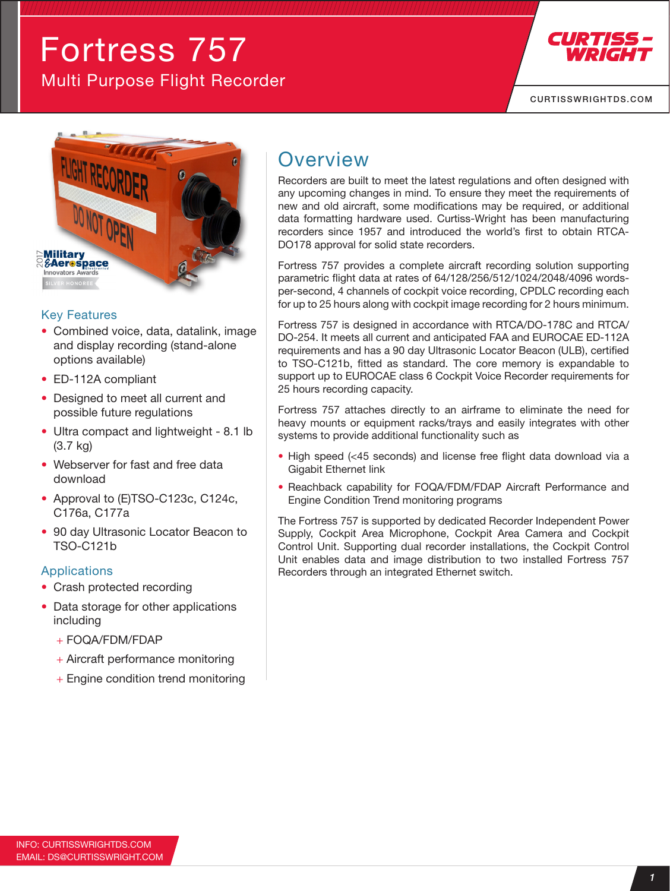# Fortress 757

## Multi Purpose Flight Recorder

CURTISSWRIGHTDS.COM

### Key Features

- Combined voice, data, datalink, image and display recording (stand-alone options available)
- ED-112A compliant
- Designed to meet all current and possible future regulations
- Ultra compact and lightweight - 8.1 lb (3.7 kg)
- Webserver for fast and free data download
- Approval to (E)TSO-C123c, C124c, C176a, C177a
- 90 day Ultrasonic Locator Beacon to TSO-C121b

### Applications

- Crash protected recording
- Data storage for other applications including
  - FOQA/FDM/FDAP
  - Aircraft performance monitoring
  - Engine condition trend monitoring

## Overview

Recorders are built to meet the latest regulations and often designed with any upcoming changes in mind. To ensure they meet the requirements of new and old aircraft, some modifications may be required, or additional data formatting hardware used. Curtiss-Wright has been manufacturing recorders since 1957 and introduced the world's first to obtain RTCA-DO178 approval for solid state recorders.

Fortress 757 provides a complete aircraft recording solution supporting parametric flight data at rates of 64/128/256/512/1024/2048/4096 words-per-second, 4 channels of cockpit voice recording, CPDLC recording each for up to 25 hours along with cockpit image recording for 2 hours minimum.

Fortress 757 is designed in accordance with RTCA/DO-178C and RTCA/DO-254. It meets all current and anticipated FAA and EUROCAE ED-112A requirements and has a 90 day Ultrasonic Locator Beacon (ULB), certified to TSO-C121b, fitted as standard. The core memory is expandable to support up to EUROCAE class 6 Cockpit Voice Recorder requirements for 25 hours recording capacity.

Fortress 757 attaches directly to an airframe to eliminate the need for heavy mounts or equipment racks/trays and easily integrates with other systems to provide additional functionality such as

- High speed (<45 seconds) and license free flight data download via a Gigabit Ethernet link
- Reachback capability for FOQA/FDM/FDAP Aircraft Performance and Engine Condition Trend monitoring programs

The Fortress 757 is supported by dedicated Recorder Independent Power Supply, Cockpit Area Microphone, Cockpit Area Camera and Cockpit Control Unit. Supporting dual recorder installations, the Cockpit Control Unit enables data and image distribution to two installed Fortress 757 Recorders through an integrated Ethernet switch.

INFO: CURTISSWRIGHTDS.COM
EMAIL: DS@CURTISSWRIGHT.COM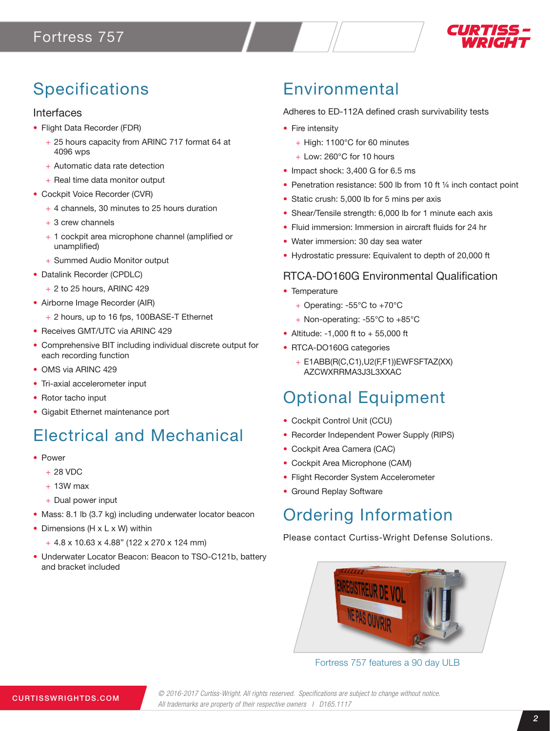# Specifications

### Interfaces

- Flight Data Recorder (FDR)
  - 25 hours capacity from ARINC 717 format 64 at 4096 wps
  - Automatic data rate detection
  - Real time data monitor output
- Cockpit Voice Recorder (CVR)
  - 4 channels, 30 minutes to 25 hours duration
  - 3 crew channels
  - 1 cockpit area microphone channel (amplified or unamplified)
  - Summed Audio Monitor output
- Datalink Recorder (CPDLC)
  - 2 to 25 hours, ARINC 429
- Airborne Image Recorder (AIR)
  - 2 hours, up to 16 fps, 100BASE-T Ethernet
- Receives GMT/UTC via ARINC 429
- Comprehensive BIT including individual discrete output for each recording function
- OMS via ARINC 429
- Tri-axial accelerometer input
- Rotor tacho input
- Gigabit Ethernet maintenance port

# Electrical and Mechanical

- Power
  - 28 VDC
  - 13W max
  - Dual power input
- Mass: 8.1 lb (3.7 kg) including underwater locator beacon
- Dimensions (H x L x W) within
  - 4.8 x 10.63 x 4.88” (122 x 270 x 124 mm)
- Underwater Locator Beacon: Beacon to TSO-C121b, battery and bracket included

# Environmental

Adheres to ED-112A defined crash survivability tests

- Fire intensity
  - High: 1100°C for 60 minutes
  - Low: 260°C for 10 hours
- Impact shock: 3,400 G for 6.5 ms
- Penetration resistance: 500 lb from 10 ft ¼ inch contact point
- Static crush: 5,000 lb for 5 mins per axis
- Shear/Tensile strength: 6,000 lb for 1 minute each axis
- Fluid immersion: Immersion in aircraft fluids for 24 hr
- Water immersion: 30 day sea water
- Hydrostatic pressure: Equivalent to depth of 20,000 ft

### RTCA-DO160G Environmental Qualification

- Temperature
  - Operating: -55°C to +70°C
  - Non-operating: -55°C to +85°C
- Altitude: -1,000 ft to + 55,000 ft
- RTCA-DO160G categories
  - E1ABB(R(C,C1),U2(F,F1))EWFSFTAZ(XX) AZCWXRRMA3J3L3XXAC

# Optional Equipment

- Cockpit Control Unit (CCU)
- Recorder Independent Power Supply (RIPS)
- Cockpit Area Camera (CAC)
- Cockpit Area Microphone (CAM)
- Flight Recorder System Accelerometer
- Ground Replay Software

# Ordering Information

Please contact Curtiss-Wright Defense Solutions.

Fortress 757 features a 90 day ULB

CURTISSWRIGHTDS.COM

*© 2016-2017 Curtiss-Wright. All rights reserved. Specifications are subject to change without notice. All trademarks are property of their respective owners | D165.1117*